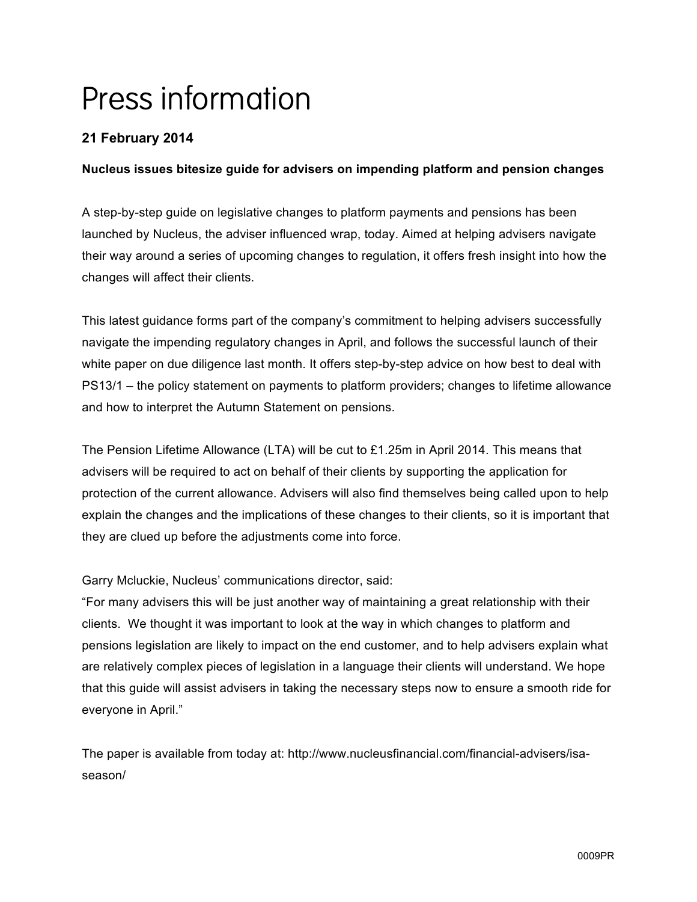# Press information

**21 February 2014**

**Nucleus issues bitesize guide for advisers on impending platform and pension changes**

A step-by-step guide on legislative changes to platform payments and pensions has been launched by Nucleus, the adviser influenced wrap, today. Aimed at helping advisers navigate their way around a series of upcoming changes to regulation, it offers fresh insight into how the changes will affect their clients.

This latest guidance forms part of the company's commitment to helping advisers successfully navigate the impending regulatory changes in April, and follows the successful launch of their white paper on due diligence last month. It offers step-by-step advice on how best to deal with PS13/1 – the policy statement on payments to platform providers; changes to lifetime allowance and how to interpret the Autumn Statement on pensions.

The Pension Lifetime Allowance (LTA) will be cut to £1.25m in April 2014. This means that advisers will be required to act on behalf of their clients by supporting the application for protection of the current allowance. Advisers will also find themselves being called upon to help explain the changes and the implications of these changes to their clients, so it is important that they are clued up before the adjustments come into force.

Garry Mcluckie, Nucleus' communications director, said:
"For many advisers this will be just another way of maintaining a great relationship with their clients. We thought it was important to look at the way in which changes to platform and pensions legislation are likely to impact on the end customer, and to help advisers explain what are relatively complex pieces of legislation in a language their clients will understand. We hope that this guide will assist advisers in taking the necessary steps now to ensure a smooth ride for everyone in April."

The paper is available from today at: http://www.nucleusfinancial.com/financial-advisers/isa-season/

0009PR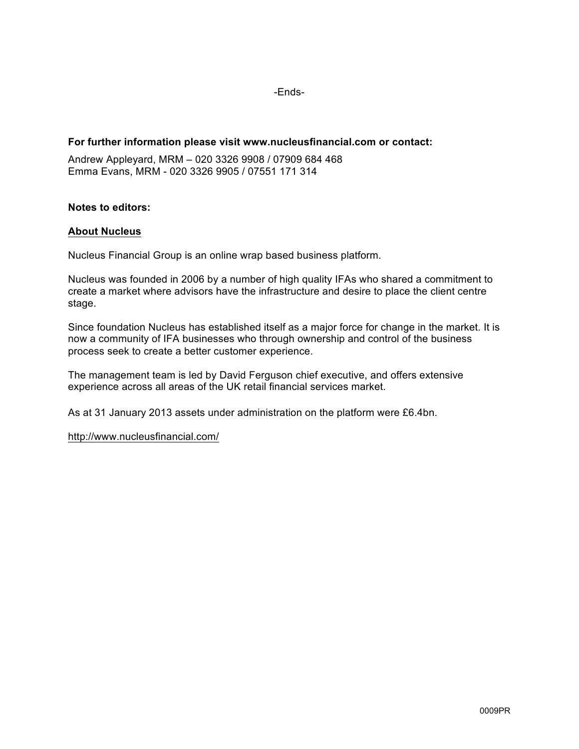-Ends-

**For further information please visit www.nucleusfinancial.com or contact:**

Andrew Appleyard, MRM – 020 3326 9908 / 07909 684 468
Emma Evans, MRM - 020 3326 9905 / 07551 171 314

**Notes to editors:**

**About Nucleus**

Nucleus Financial Group is an online wrap based business platform.

Nucleus was founded in 2006 by a number of high quality IFAs who shared a commitment to create a market where advisors have the infrastructure and desire to place the client centre stage.

Since foundation Nucleus has established itself as a major force for change in the market. It is now a community of IFA businesses who through ownership and control of the business process seek to create a better customer experience.

The management team is led by David Ferguson chief executive, and offers extensive experience across all areas of the UK retail financial services market.

As at 31 January 2013 assets under administration on the platform were £6.4bn.

http://www.nucleusfinancial.com/

0009PR